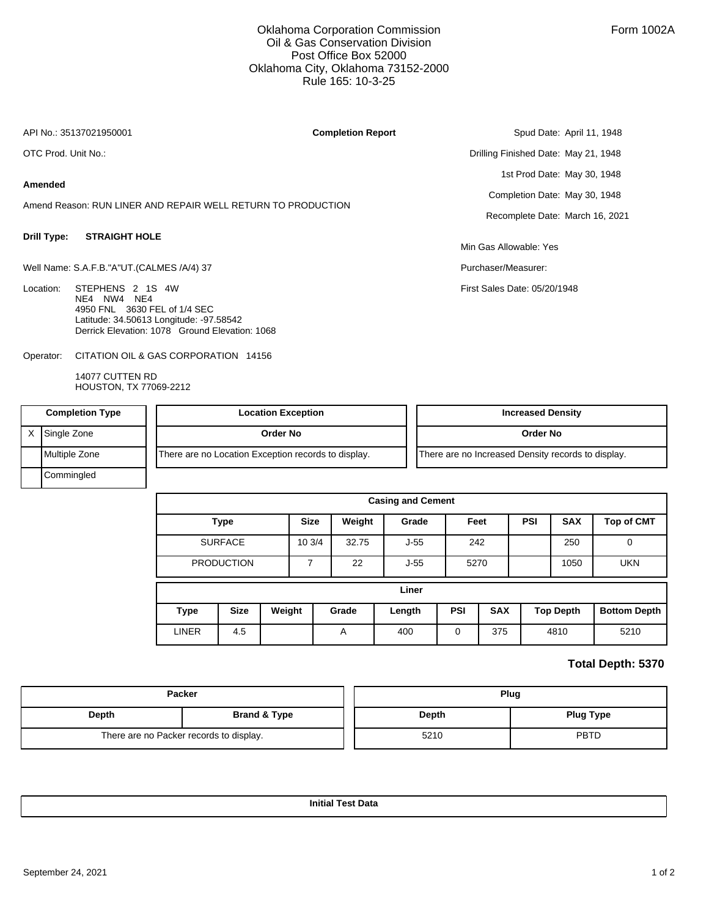Oklahoma Corporation Commission
Oil & Gas Conservation Division
Post Office Box 52000
Oklahoma City, Oklahoma 73152-2000
Rule 165: 10-3-25

Form 1002A

API No.: 35137021950001

**Completion Report**

OTC Prod. Unit No.:

**Amended**

Amend Reason: RUN LINER AND REPAIR WELL RETURN TO PRODUCTION

**Drill Type:** **STRAIGHT HOLE**

Well Name: S.A.F.B."A"UT.(CALMES /A/4) 37

Location: STEPHENS 2 1S 4W
NE4 NW4 NE4
4950 FNL 3630 FEL of 1/4 SEC
Latitude: 34.50613 Longitude: -97.58542
Derrick Elevation: 1078 Ground Elevation: 1068

Operator: CITATION OIL & GAS CORPORATION 14156

14077 CUTTEN RD
HOUSTON, TX 77069-2212

Spud Date: April 11, 1948
Drilling Finished Date: May 21, 1948
1st Prod Date: May 30, 1948
Completion Date: May 30, 1948
Recomplete Date: March 16, 2021

Min Gas Allowable: Yes

Purchaser/Measurer:

First Sales Date: 05/20/1948

| | Completion Type |
|---|---|
| X | Single Zone |
| | Multiple Zone |
| | Commingled |

| Location Exception |
|---|
| **Order No** |
| There are no Location Exception records to display. |

| Increased Density |
|---|
| **Order No** |
| There are no Increased Density records to display. |

**Casing and Cement**

| Type | Size | Weight | Grade | Feet | PSI | SAX | Top of CMT |
|---|---|---|---|---|---|---|---|
| SURFACE | 10 3/4 | 32.75 | J-55 | 242 | | 250 | 0 |
| PRODUCTION | 7 | 22 | J-55 | 5270 | | 1050 | UKN |

**Liner**

| Type | Size | Weight | Grade | Length | PSI | SAX | Top Depth | Bottom Depth |
|---|---|---|---|---|---|---|---|---|
| LINER | 4.5 | | A | 400 | 0 | 375 | 4810 | 5210 |

**Total Depth: 5370**

| Packer | |
|---|---|
| **Depth** | **Brand & Type** |
| There are no Packer records to display. | |

| Plug | |
|---|---|
| **Depth** | **Plug Type** |
| 5210 | PBTD |

**Initial Test Data**

September 24, 2021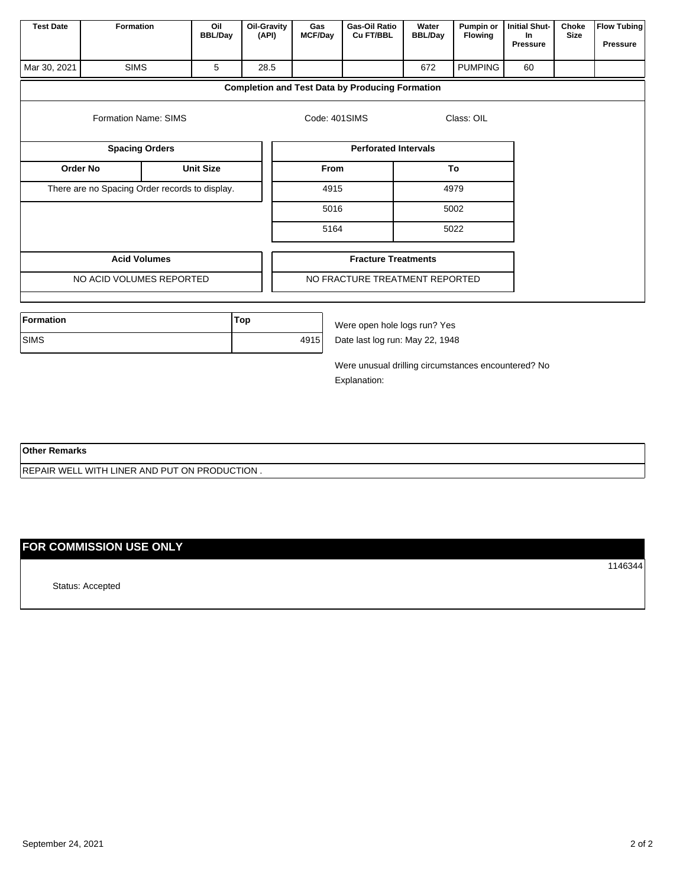| Test Date | Formation | Oil BBL/Day | Oil-Gravity (API) | Gas MCF/Day | Gas-Oil Ratio Cu FT/BBL | Water BBL/Day | Pumpin or Flowing | Initial Shut-In Pressure | Choke Size | Flow Tubing Pressure |
|---|---|---|---|---|---|---|---|---|---|---|
| Mar 30, 2021 | SIMS | 5 | 28.5 | | | 672 | PUMPING | 60 | | |

## Completion and Test Data by Producing Formation

Formation Name: SIMS    Code: 401SIMS    Class: OIL

**Spacing Orders**

| Order No | Unit Size |
|---|---|
| There are no Spacing Order records to display. | |

**Perforated Intervals**

| From | To |
|---|---|
| 4915 | 4979 |
| 5016 | 5002 |
| 5164 | 5022 |

**Acid Volumes**

NO ACID VOLUMES REPORTED

**Fracture Treatments**

NO FRACTURE TREATMENT REPORTED

| Formation | Top |
|---|---|
| SIMS | 4915 |

Were open hole logs run? Yes
Date last log run: May 22, 1948

Were unusual drilling circumstances encountered? No
Explanation:

| Other Remarks |
|---|
| REPAIR WELL WITH LINER AND PUT ON PRODUCTION . |

## FOR COMMISSION USE ONLY

1146344

Status: Accepted